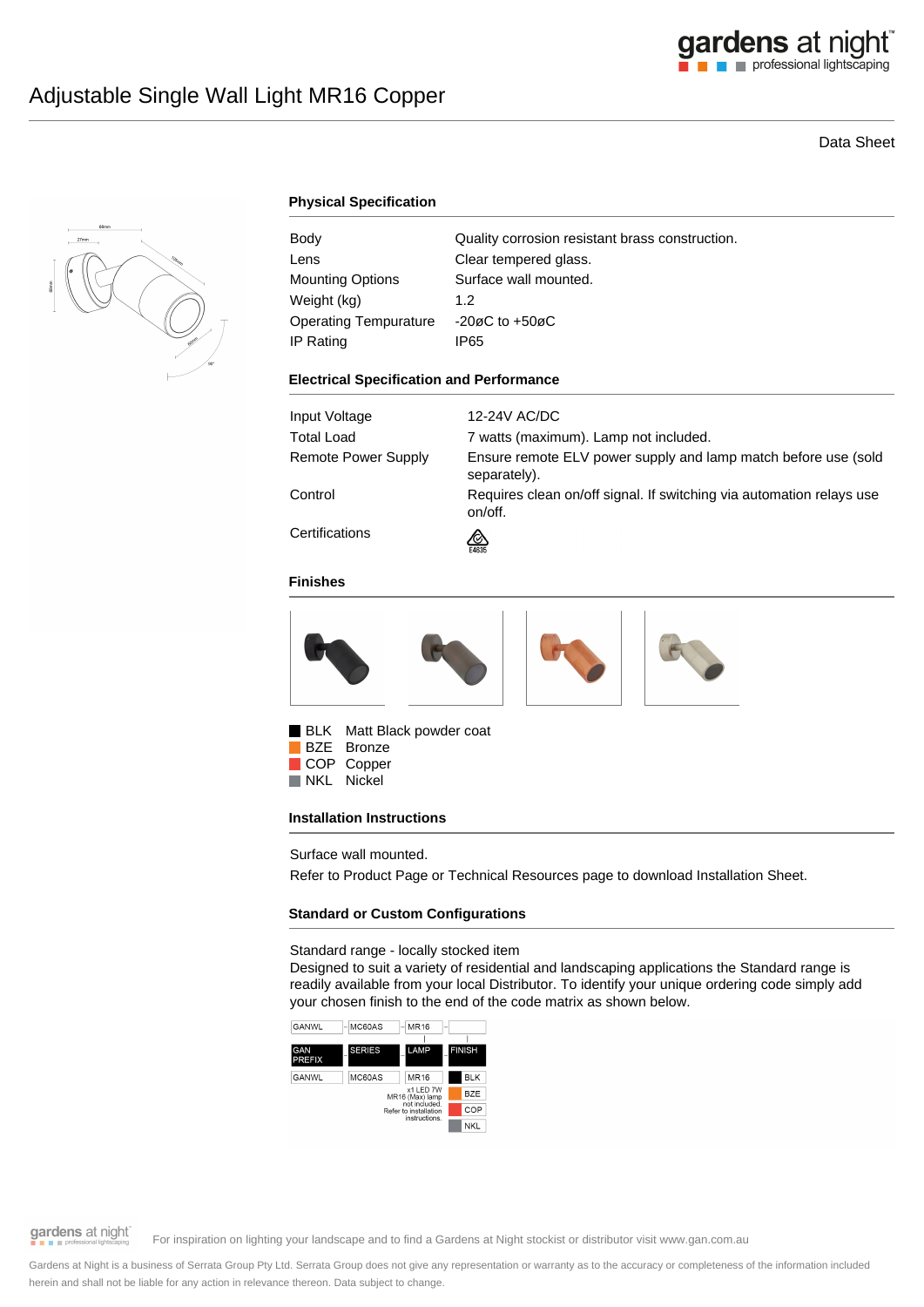# Adjustable Single Wall Light MR16 Copper

Data Sheet

## Physical Specification

| | |
|---|---|
| Body | Quality corrosion resistant brass construction. |
| Lens | Clear tempered glass. |
| Mounting Options | Surface wall mounted. |
| Weight (kg) | 1.2 |
| Operating Tempurature | -20øC to +50øC |
| IP Rating | IP65 |

## Electrical Specification and Performance

| | |
|---|---|
| Input Voltage | 12-24V AC/DC |
| Total Load | 7 watts (maximum). Lamp not included. |
| Remote Power Supply | Ensure remote ELV power supply and lamp match before use (sold separately). |
| Control | Requires clean on/off signal. If switching via automation relays use on/off. |
| Certifications | E4635 |

## Finishes

- BLK Matt Black powder coat
- BZE Bronze
- COP Copper
- NKL Nickel

## Installation Instructions

Surface wall mounted.

Refer to Product Page or Technical Resources page to download Installation Sheet.

## Standard or Custom Configurations

Standard range - locally stocked item

Designed to suit a variety of residential and landscaping applications the Standard range is readily available from your local Distributor. To identify your unique ordering code simply add your chosen finish to the end of the code matrix as shown below.

| GANWL | MC60AS | MR16 | |
|---|---|---|---|
| GAN PREFIX | SERIES | LAMP | FINISH |
| GANWL | MC60AS | MR16 | BLK |
| | | x1 LED 7W MR16 (Max) lamp not included. Refer to installation instructions. | BZE |
| | | | COP |
| | | | NKL |

For inspiration on lighting your landscape and to find a Gardens at Night stockist or distributor visit www.gan.com.au

Gardens at Night is a business of Serrata Group Pty Ltd. Serrata Group does not give any representation or warranty as to the accuracy or completeness of the information included herein and shall not be liable for any action in relevance thereon. Data subject to change.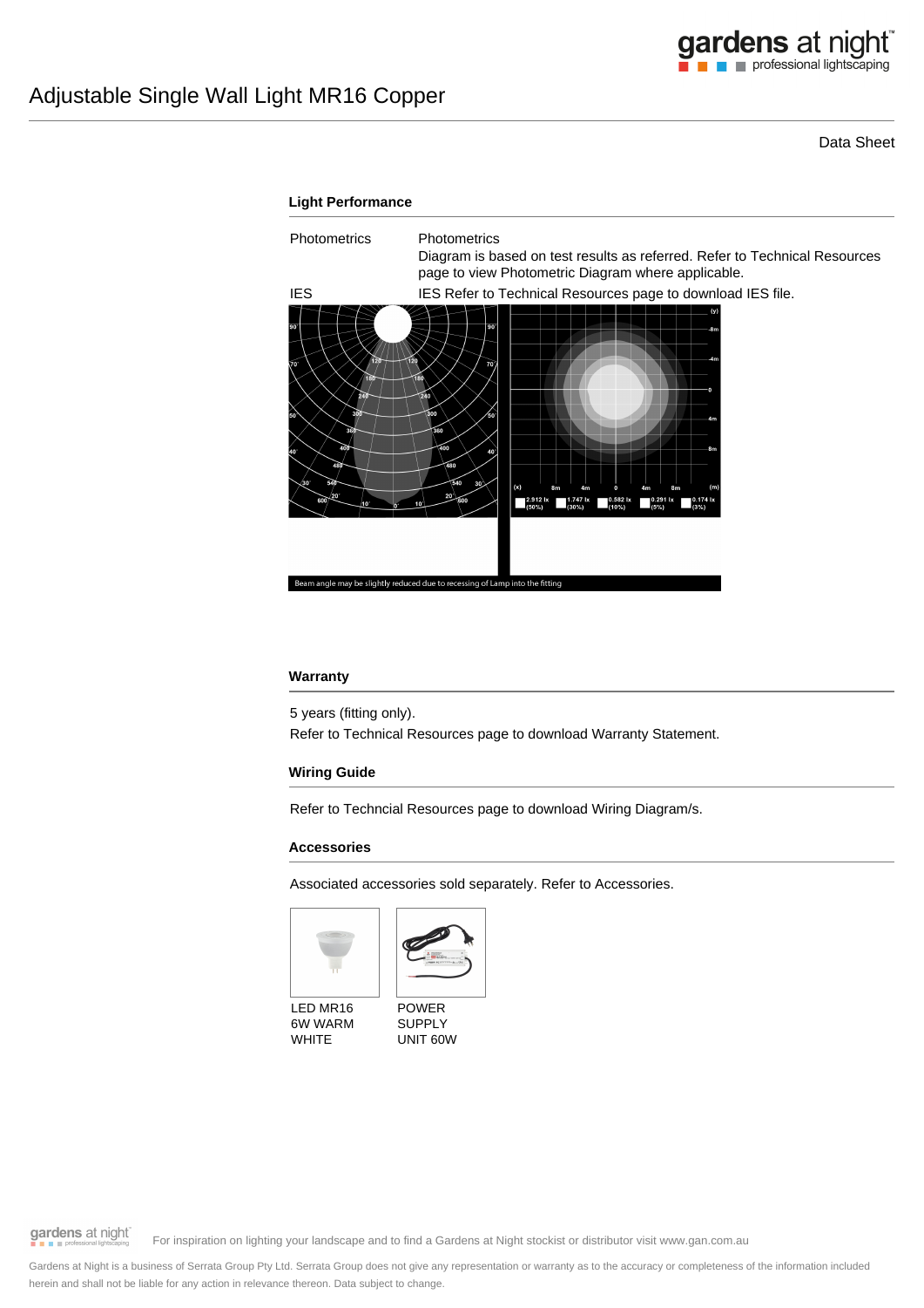# Adjustable Single Wall Light MR16 Copper

Data Sheet

## Light Performance

| | |
|---|---|
| Photometrics | Photometrics<br>Diagram is based on test results as referred. Refer to Technical Resources page to view Photometric Diagram where applicable. |
| IES | IES Refer to Technical Resources page to download IES file. |

Beam angle may be slightly reduced due to recessing of Lamp into the fitting

## Warranty

5 years (fitting only).

Refer to Technical Resources page to download Warranty Statement.

## Wiring Guide

Refer to Techncial Resources page to download Wiring Diagram/s.

## Accessories

Associated accessories sold separately. Refer to Accessories.

LED MR16 6W WARM WHITE

POWER SUPPLY UNIT 60W

For inspiration on lighting your landscape and to find a Gardens at Night stockist or distributor visit www.gan.com.au

Gardens at Night is a business of Serrata Group Pty Ltd. Serrata Group does not give any representation or warranty as to the accuracy or completeness of the information included herein and shall not be liable for any action in relevance thereon. Data subject to change.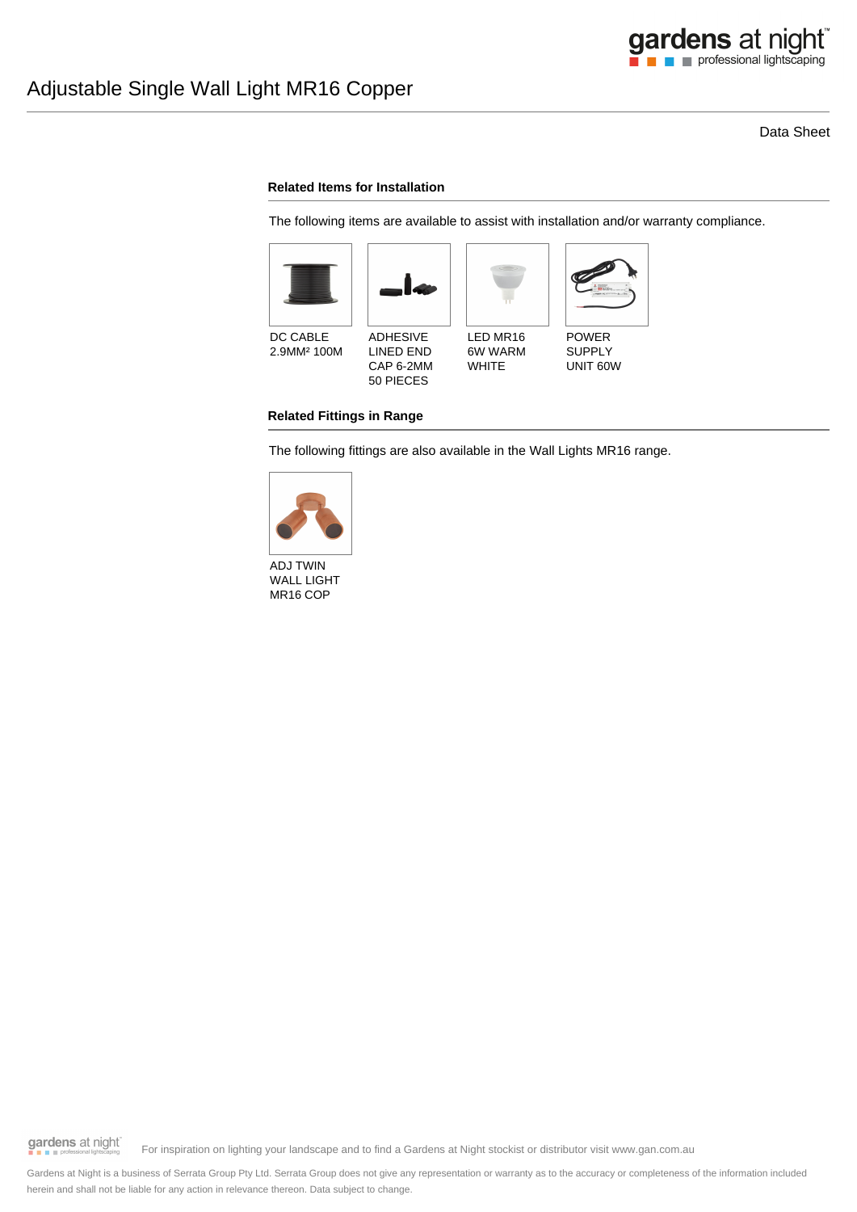# Adjustable Single Wall Light MR16 Copper

Data Sheet

### Related Items for Installation

The following items are available to assist with installation and/or warranty compliance.

- DC CABLE 2.9MM² 100M
- ADHESIVE LINED END CAP 6-2MM 50 PIECES
- LED MR16 6W WARM WHITE
- POWER SUPPLY UNIT 60W

### Related Fittings in Range

The following fittings are also available in the Wall Lights MR16 range.

- ADJ TWIN WALL LIGHT MR16 COP

For inspiration on lighting your landscape and to find a Gardens at Night stockist or distributor visit www.gan.com.au

Gardens at Night is a business of Serrata Group Pty Ltd. Serrata Group does not give any representation or warranty as to the accuracy or completeness of the information included herein and shall not be liable for any action in relevance thereon. Data subject to change.